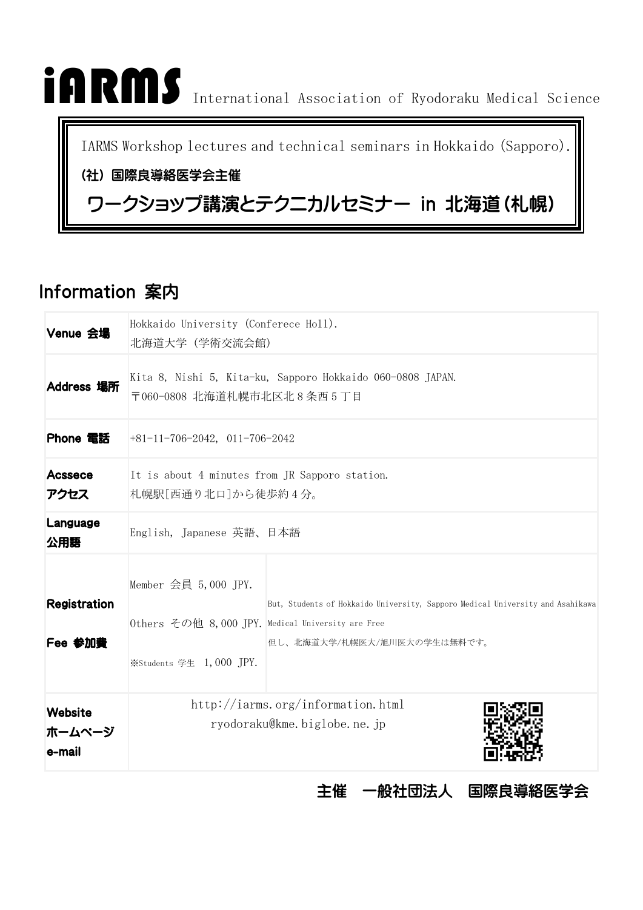# iARMS International Association of Ryodoraku Medical Science

IARMS Workshop lectures and technical seminars in Hokkaido (Sapporo).

(社)国際良導絡医学会主催

## ワークショップ講演とテクニカルセミナー in 北海道(札幌)

## Information 案内

| | | |
|---|---|---|
| **Venue 会場** | Hokkaido University (Conferece Holl).<br>北海道大学(学術交流会館) | |
| **Address 場所** | Kita 8, Nishi 5, Kita-ku, Sapporo Hokkaido 060-0808 JAPAN.<br>〒060-0808 北海道札幌市北区北8条西5丁目 | |
| **Phone 電話** | +81-11-706-2042, 011-706-2042 | |
| **Acssece アクセス** | It is about 4 minutes from JR Sapporo station.<br>札幌駅[西通り北口]から徒歩約4分。 | |
| **Language 公用語** | English, Japanese 英語、日本語 | |
| **Registration Fee 参加費** | Member 会員 5,000 JPY.<br>Others その他 8,000 JPY.<br>※Students 学生 1,000 JPY. | But, Students of Hokkaido University, Sapporo Medical University and Asahikawa Medical University are Free<br>但し、北海道大学/札幌医大/旭川医大の学生は無料です。 |
| **Website ホームページ e-mail** | http://iarms.org/information.html<br>ryodoraku@kme.biglobe.ne.jp | |

**主催 一般社団法人 国際良導絡医学会**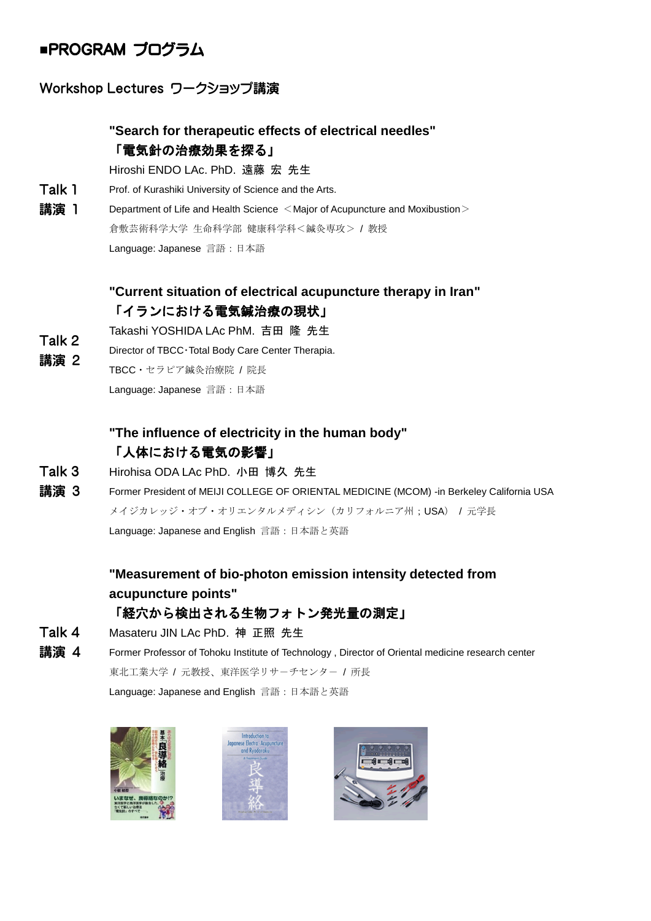# ■PROGRAM プログラム

## Workshop Lectures ワークショップ講演

### Talk 1 講演 1

**"Search for therapeutic effects of electrical needles"**
**「電気針の治療効果を探る」**

Hiroshi ENDO LAc. PhD. 遠藤 宏 先生

Prof. of Kurashiki University of Science and the Arts.

Department of Life and Health Science ＜Major of Acupuncture and Moxibustion＞

倉敷芸術科学大学 生命科学部 健康科学科＜鍼灸専攻＞ / 教授

Language: Japanese 言語：日本語

### Talk 2 講演 2

**"Current situation of electrical acupuncture therapy in Iran"**
**「イランにおける電気鍼治療の現状」**

Takashi YOSHIDA LAc PhM. 吉田 隆 先生

Director of TBCC･Total Body Care Center Therapia.

TBCC・セラピア鍼灸治療院 / 院長

Language: Japanese 言語：日本語

### Talk 3 講演 3

**"The influence of electricity in the human body"**
**「人体における電気の影響」**

Hirohisa ODA LAc PhD. 小田 博久 先生

Former President of MEIJI COLLEGE OF ORIENTAL MEDICINE (MCOM) -in Berkeley California USA

メイジカレッジ・オブ・オリエンタルメディシン（カリフォルニア州；USA） / 元学長

Language: Japanese and English 言語：日本語と英語

### Talk 4 講演 4

**"Measurement of bio-photon emission intensity detected from acupuncture points"**
**「経穴から検出される生物フォトン発光量の測定」**

Masateru JIN LAc PhD. 神 正照 先生

Former Professor of Tohoku Institute of Technology , Director of Oriental medicine research center

東北工業大学 / 元教授、東洋医学リサーチセンター / 所長

Language: Japanese and English 言語：日本語と英語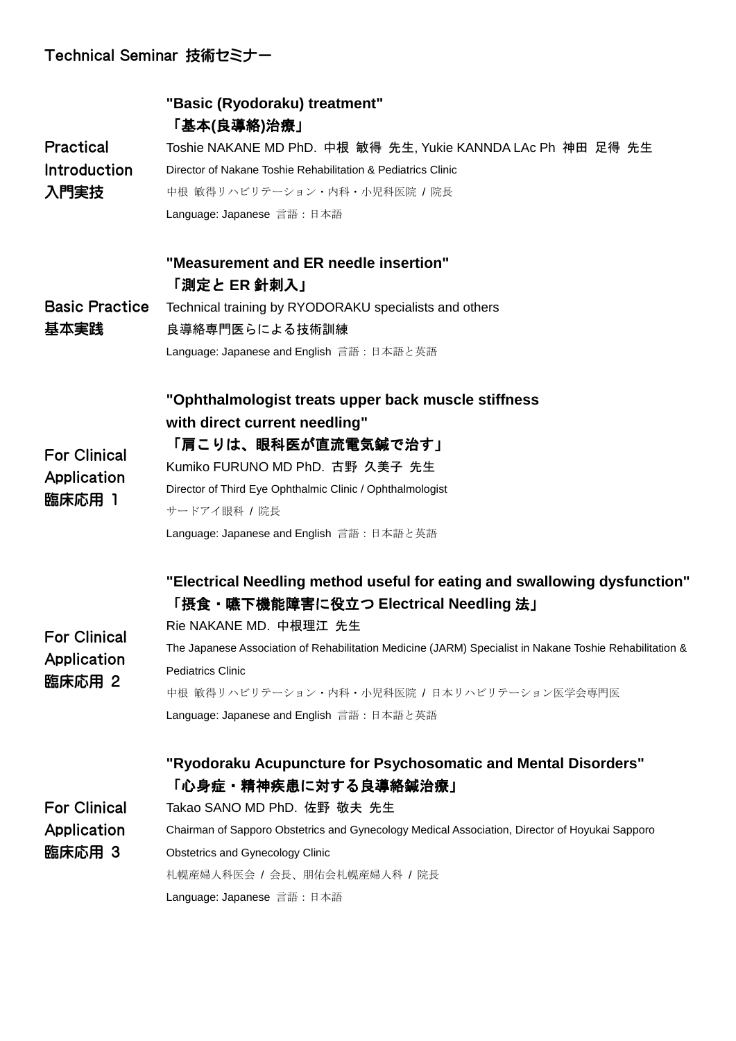# Technical Seminar 技術セミナー

## Practical Introduction 入門実技

**"Basic (Ryodoraku) treatment"**
**「基本(良導絡)治療」**

Toshie NAKANE MD PhD. 中根 敏得 先生, Yukie KANNDA LAc Ph 神田 足得 先生

Director of Nakane Toshie Rehabilitation & Pediatrics Clinic

中根 敏得リハビリテーション・内科・小児科医院 / 院長

Language: Japanese 言語：日本語

## Basic Practice 基本実践

**"Measurement and ER needle insertion"**
**「測定と ER 針刺入」**

Technical training by RYODORAKU specialists and others

良導絡専門医らによる技術訓練

Language: Japanese and English 言語：日本語と英語

## For Clinical Application 臨床応用 1

**"Ophthalmologist treats upper back muscle stiffness with direct current needling"**
**「肩こりは、眼科医が直流電気鍼で治す」**

Kumiko FURUNO MD PhD. 古野 久美子 先生

Director of Third Eye Ophthalmic Clinic / Ophthalmologist

サードアイ眼科 / 院長

Language: Japanese and English 言語：日本語と英語

## For Clinical Application 臨床応用 2

**"Electrical Needling method useful for eating and swallowing dysfunction"**
**「摂食・嚥下機能障害に役立つ Electrical Needling 法」**

Rie NAKANE MD. 中根理江 先生

The Japanese Association of Rehabilitation Medicine (JARM) Specialist in Nakane Toshie Rehabilitation & Pediatrics Clinic

中根 敏得リハビリテーション・内科・小児科医院 / 日本リハビリテーション医学会専門医

Language: Japanese and English 言語：日本語と英語

## For Clinical Application 臨床応用 3

**"Ryodoraku Acupuncture for Psychosomatic and Mental Disorders"**
**「心身症・精神疾患に対する良導絡鍼治療」**

Takao SANO MD PhD. 佐野 敬夫 先生

Chairman of Sapporo Obstetrics and Gynecology Medical Association, Director of Hoyukai Sapporo Obstetrics and Gynecology Clinic

札幌産婦人科医会 / 会長、朋佑会札幌産婦人科 / 院長

Language: Japanese 言語：日本語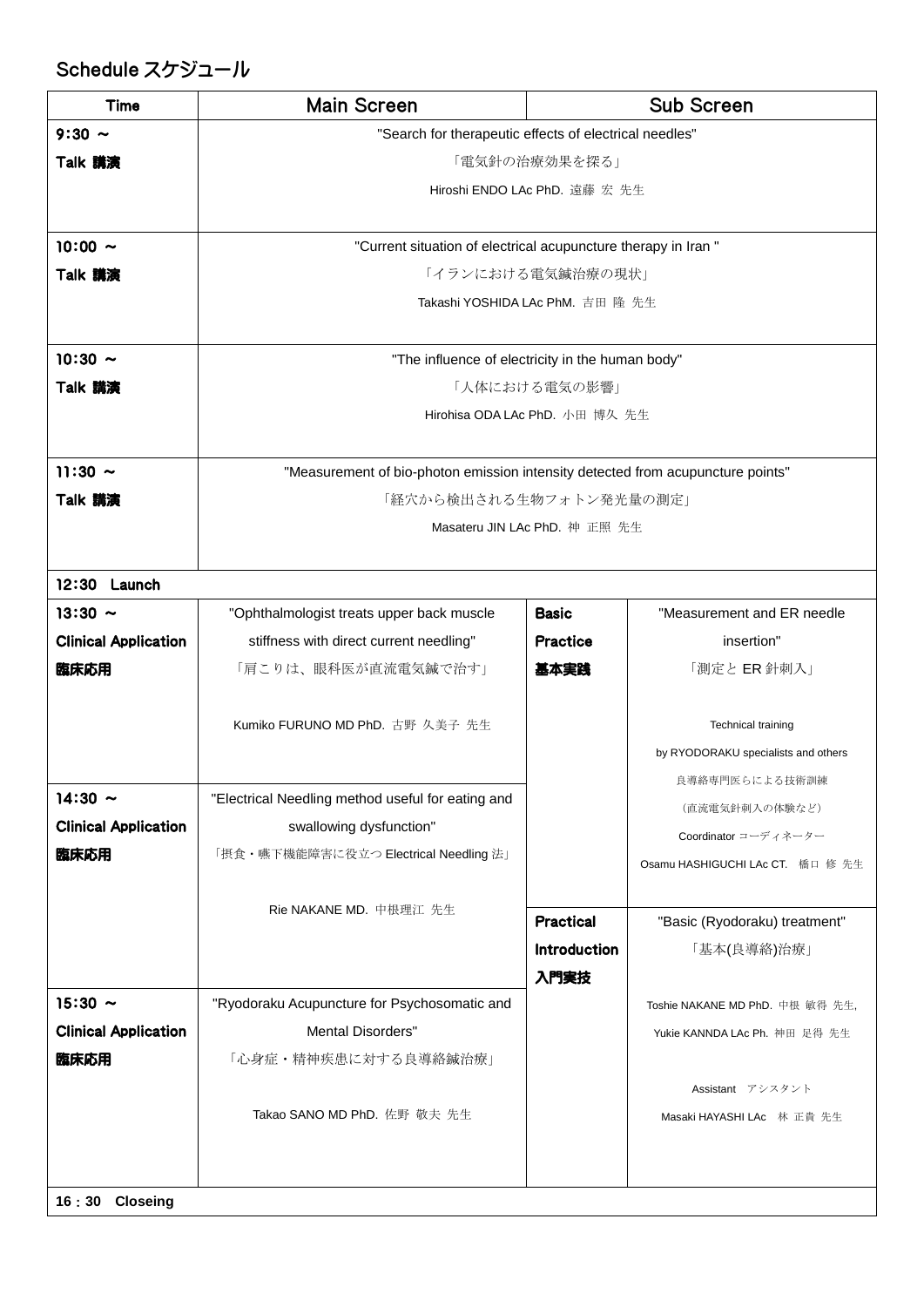## Schedule スケジュール

| Time | Main Screen | Sub Screen | |
|---|---|---|---|
| 9:30 ～<br>Talk 講演 | "Search for therapeutic effects of electrical needles"<br>「電気針の治療効果を探る」<br>Hiroshi ENDO LAc PhD. 遠藤 宏 先生 | | |
| 10:00 ～<br>Talk 講演 | "Current situation of electrical acupuncture therapy in Iran "<br>「イランにおける電気鍼治療の現状」<br>Takashi YOSHIDA LAc PhM. 吉田 隆 先生 | | |
| 10:30 ～<br>Talk 講演 | "The influence of electricity in the human body"<br>「人体における電気の影響」<br>Hirohisa ODA LAc PhD. 小田 博久 先生 | | |
| 11:30 ～<br>Talk 講演 | "Measurement of bio-photon emission intensity detected from acupuncture points"<br>「経穴から検出される生物フォトン発光量の測定」<br>Masateru JIN LAc PhD. 神 正照 先生 | | |
| 12:30 Launch | | | |
| 13:30 ～<br>Clinical Application<br>臨床応用 | "Ophthalmologist treats upper back muscle stiffness with direct current needling"<br>「肩こりは、眼科医が直流電気鍼で治す」<br>Kumiko FURUNO MD PhD. 古野 久美子 先生 | Basic Practice<br>基本実践 | "Measurement and ER needle insertion"<br>「測定と ER 針刺入」<br>Technical training<br>by RYODORAKU specialists and others<br>良導絡専門医らによる技術訓練<br>（直流電気針刺入の体験など）<br>Coordinator コーディネーター<br>Osamu HASHIGUCHI LAc CT. 橋口 修 先生 |
| 14:30 ～<br>Clinical Application<br>臨床応用 | "Electrical Needling method useful for eating and swallowing dysfunction"<br>「摂食・嚥下機能障害に役立つ Electrical Needling 法」<br>Rie NAKANE MD. 中根理江 先生 | Practical Introduction<br>入門実技 | "Basic (Ryodoraku) treatment"<br>「基本(良導絡)治療」<br>Toshie NAKANE MD PhD. 中根 敏得 先生,<br>Yukie KANNDA LAc Ph. 神田 足得 先生<br>Assistant アシスタント<br>Masaki HAYASHI LAc 林 正貴 先生 |
| 15:30 ～<br>Clinical Application<br>臨床応用 | "Ryodoraku Acupuncture for Psychosomatic and Mental Disorders"<br>「心身症・精神疾患に対する良導絡鍼治療」<br>Takao SANO MD PhD. 佐野 敬夫 先生 | | |
| 16：30 Closeing | | | |